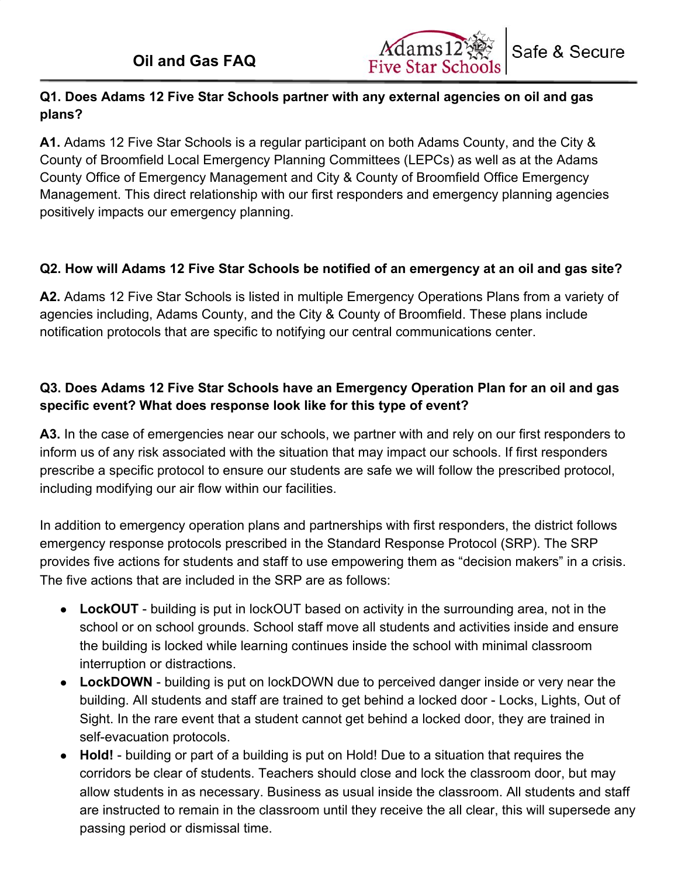# Oil and Gas FAQ

Adams 12 Five Star Schools | Safe & Secure

**Q1. Does Adams 12 Five Star Schools partner with any external agencies on oil and gas plans?**

**A1.** Adams 12 Five Star Schools is a regular participant on both Adams County, and the City & County of Broomfield Local Emergency Planning Committees (LEPCs) as well as at the Adams County Office of Emergency Management and City & County of Broomfield Office Emergency Management. This direct relationship with our first responders and emergency planning agencies positively impacts our emergency planning.

**Q2. How will Adams 12 Five Star Schools be notified of an emergency at an oil and gas site?**

**A2.** Adams 12 Five Star Schools is listed in multiple Emergency Operations Plans from a variety of agencies including, Adams County, and the City & County of Broomfield. These plans include notification protocols that are specific to notifying our central communications center.

**Q3. Does Adams 12 Five Star Schools have an Emergency Operation Plan for an oil and gas specific event? What does response look like for this type of event?**

**A3.** In the case of emergencies near our schools, we partner with and rely on our first responders to inform us of any risk associated with the situation that may impact our schools. If first responders prescribe a specific protocol to ensure our students are safe we will follow the prescribed protocol, including modifying our air flow within our facilities.

In addition to emergency operation plans and partnerships with first responders, the district follows emergency response protocols prescribed in the Standard Response Protocol (SRP). The SRP provides five actions for students and staff to use empowering them as "decision makers" in a crisis. The five actions that are included in the SRP are as follows:

- **LockOUT** - building is put in lockOUT based on activity in the surrounding area, not in the school or on school grounds. School staff move all students and activities inside and ensure the building is locked while learning continues inside the school with minimal classroom interruption or distractions.
- **LockDOWN** - building is put on lockDOWN due to perceived danger inside or very near the building. All students and staff are trained to get behind a locked door - Locks, Lights, Out of Sight. In the rare event that a student cannot get behind a locked door, they are trained in self-evacuation protocols.
- **Hold!** - building or part of a building is put on Hold! Due to a situation that requires the corridors be clear of students. Teachers should close and lock the classroom door, but may allow students in as necessary. Business as usual inside the classroom. All students and staff are instructed to remain in the classroom until they receive the all clear, this will supersede any passing period or dismissal time.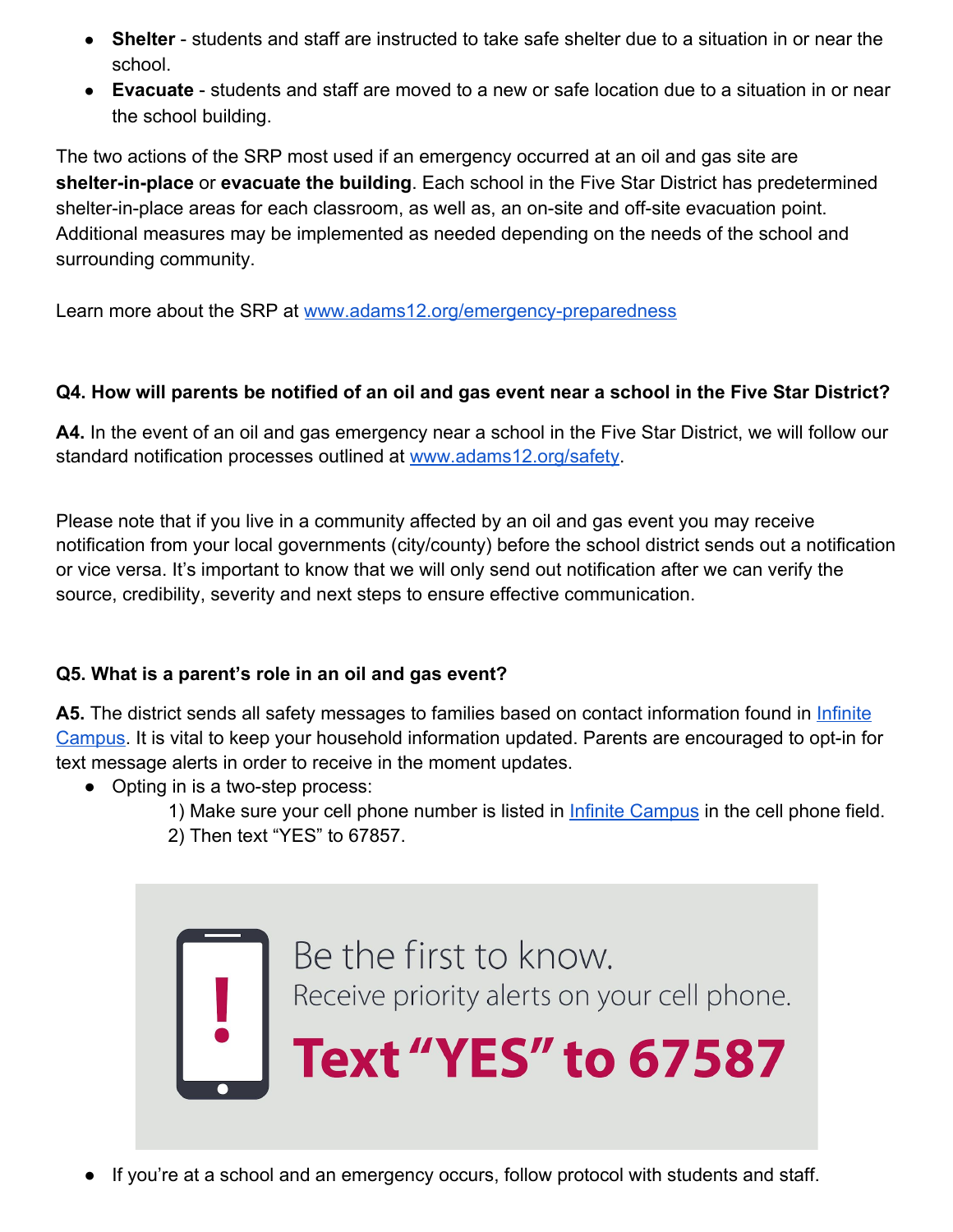- **Shelter** - students and staff are instructed to take safe shelter due to a situation in or near the school.
- **Evacuate** - students and staff are moved to a new or safe location due to a situation in or near the school building.

The two actions of the SRP most used if an emergency occurred at an oil and gas site are **shelter-in-place** or **evacuate the building**. Each school in the Five Star District has predetermined shelter-in-place areas for each classroom, as well as, an on-site and off-site evacuation point. Additional measures may be implemented as needed depending on the needs of the school and surrounding community.

Learn more about the SRP at [www.adams12.org/emergency-preparedness](www.adams12.org/emergency-preparedness)

**Q4. How will parents be notified of an oil and gas event near a school in the Five Star District?**

**A4.** In the event of an oil and gas emergency near a school in the Five Star District, we will follow our standard notification processes outlined at [www.adams12.org/safety](www.adams12.org/safety).

Please note that if you live in a community affected by an oil and gas event you may receive notification from your local governments (city/county) before the school district sends out a notification or vice versa. It's important to know that we will only send out notification after we can verify the source, credibility, severity and next steps to ensure effective communication.

**Q5. What is a parent's role in an oil and gas event?**

**A5.** The district sends all safety messages to families based on contact information found in Infinite Campus. It is vital to keep your household information updated. Parents are encouraged to opt-in for text message alerts in order to receive in the moment updates.

- Opting in is a two-step process:
  1) Make sure your cell phone number is listed in Infinite Campus in the cell phone field.
  2) Then text "YES" to 67857.

Be the first to know.
Receive priority alerts on your cell phone.
**Text "YES" to 67587**

- If you're at a school and an emergency occurs, follow protocol with students and staff.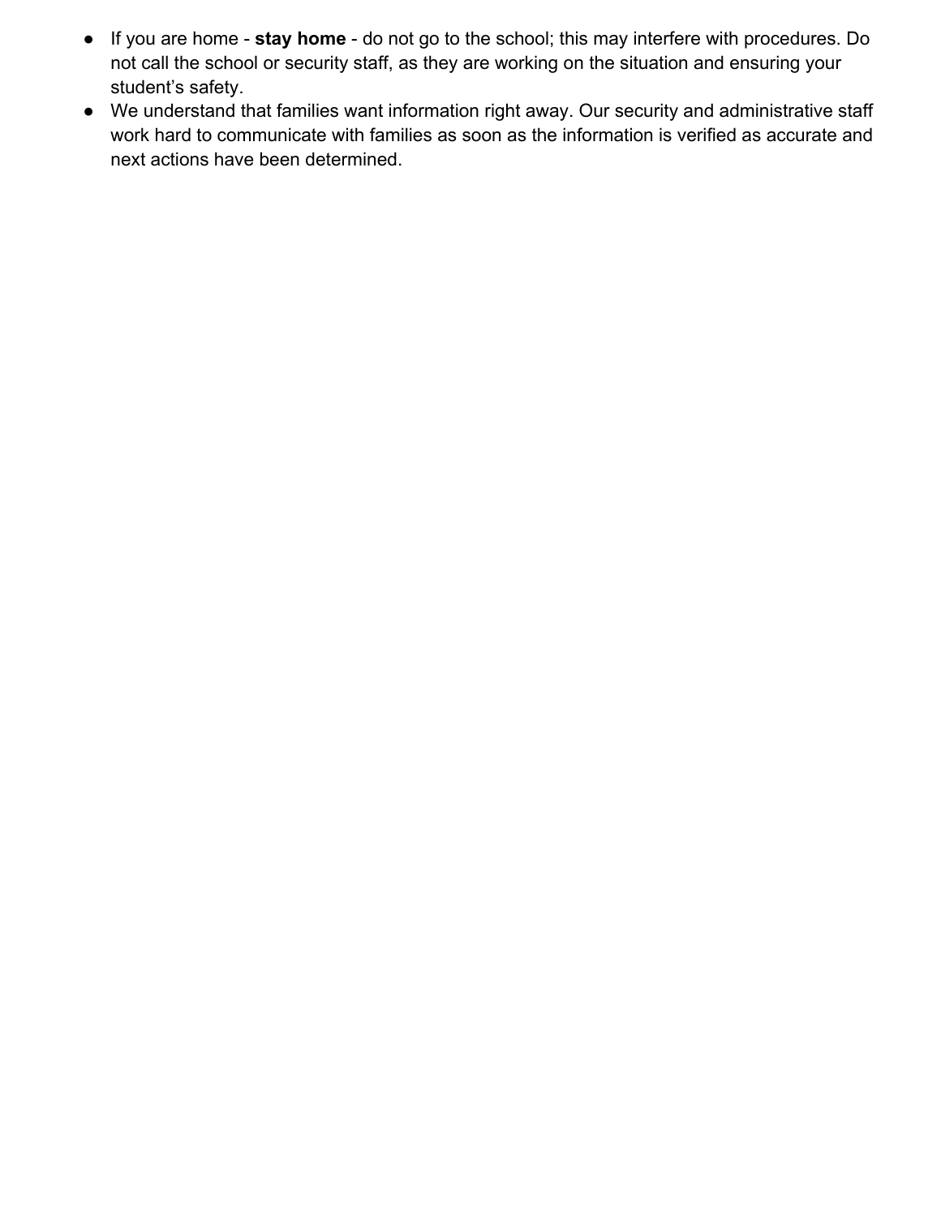- If you are home - **stay home** - do not go to the school; this may interfere with procedures. Do not call the school or security staff, as they are working on the situation and ensuring your student's safety.
- We understand that families want information right away. Our security and administrative staff work hard to communicate with families as soon as the information is verified as accurate and next actions have been determined.